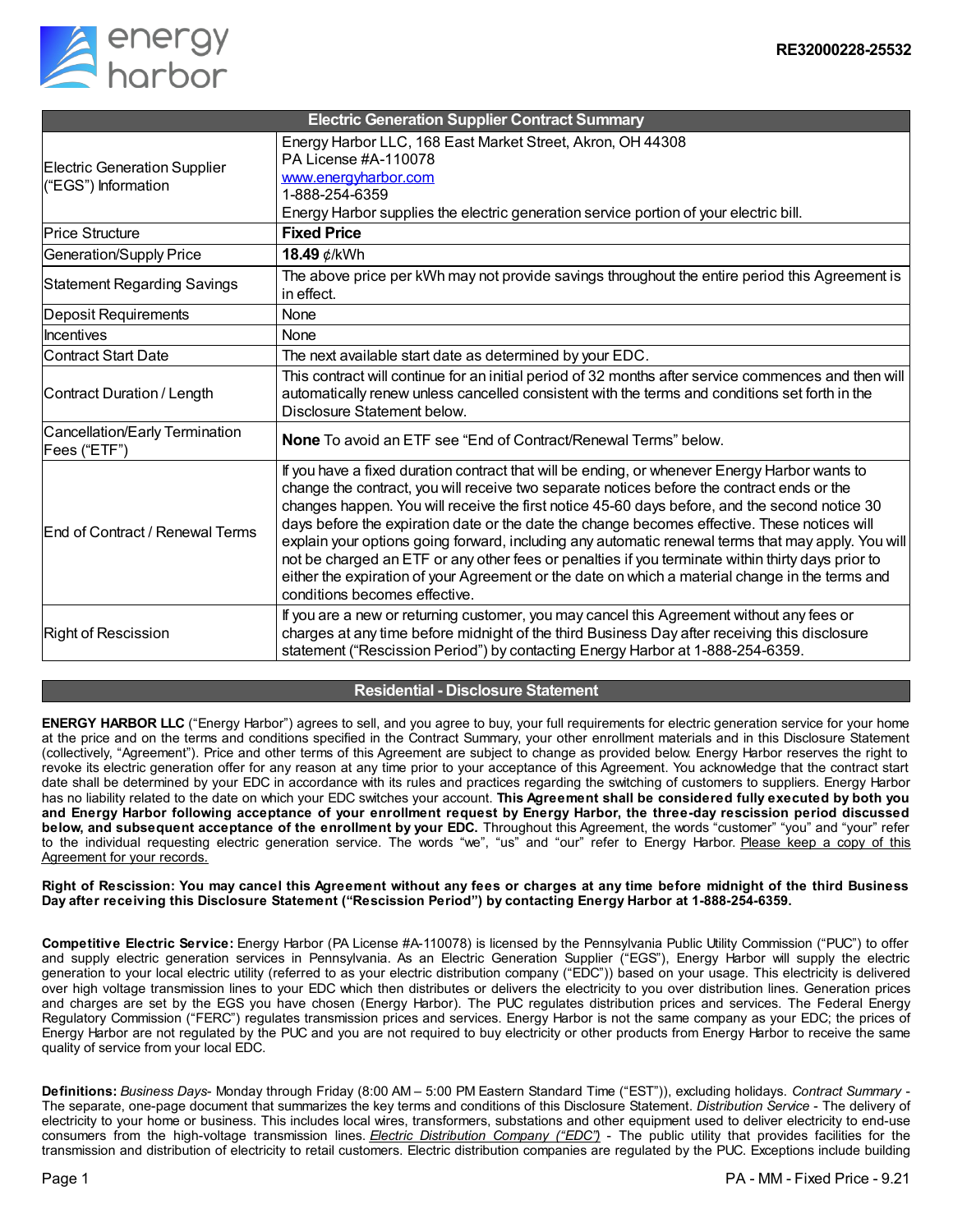RE32000228-25532

| Electric Generation Supplier Contract Summary | |
|---|---|
| Electric Generation Supplier ("EGS") Information | Energy Harbor LLC, 168 East Market Street, Akron, OH 44308<br>PA License #A-110078<br>www.energyharbor.com<br>1-888-254-6359<br>Energy Harbor supplies the electric generation service portion of your electric bill. |
| Price Structure | **Fixed Price** |
| Generation/Supply Price | **18.49** ¢/kWh |
| Statement Regarding Savings | The above price per kWh may not provide savings throughout the entire period this Agreement is in effect. |
| Deposit Requirements | None |
| Incentives | None |
| Contract Start Date | The next available start date as determined by your EDC. |
| Contract Duration / Length | This contract will continue for an initial period of 32 months after service commences and then will automatically renew unless cancelled consistent with the terms and conditions set forth in the Disclosure Statement below. |
| Cancellation/Early Termination Fees ("ETF") | **None** To avoid an ETF see "End of Contract/Renewal Terms" below. |
| End of Contract / Renewal Terms | If you have a fixed duration contract that will be ending, or whenever Energy Harbor wants to change the contract, you will receive two separate notices before the contract ends or the changes happen. You will receive the first notice 45-60 days before, and the second notice 30 days before the expiration date or the date the change becomes effective. These notices will explain your options going forward, including any automatic renewal terms that may apply. You will not be charged an ETF or any other fees or penalties if you terminate within thirty days prior to either the expiration of your Agreement or the date on which a material change in the terms and conditions becomes effective. |
| Right of Rescission | If you are a new or returning customer, you may cancel this Agreement without any fees or charges at any time before midnight of the third Business Day after receiving this disclosure statement ("Rescission Period") by contacting Energy Harbor at 1-888-254-6359. |

## Residential - Disclosure Statement

**ENERGY HARBOR LLC** ("Energy Harbor") agrees to sell, and you agree to buy, your full requirements for electric generation service for your home at the price and on the terms and conditions specified in the Contract Summary, your other enrollment materials and in this Disclosure Statement (collectively, "Agreement"). Price and other terms of this Agreement are subject to change as provided below. Energy Harbor reserves the right to revoke its electric generation offer for any reason at any time prior to your acceptance of this Agreement. You acknowledge that the contract start date shall be determined by your EDC in accordance with its rules and practices regarding the switching of customers to suppliers. Energy Harbor has no liability related to the date on which your EDC switches your account. **This Agreement shall be considered fully executed by both you and Energy Harbor following acceptance of your enrollment request by Energy Harbor, the three-day rescission period discussed below, and subsequent acceptance of the enrollment by your EDC.** Throughout this Agreement, the words "customer" "you" and "your" refer to the individual requesting electric generation service. The words "we", "us" and "our" refer to Energy Harbor. Please keep a copy of this Agreement for your records.

**Right of Rescission: You may cancel this Agreement without any fees or charges at any time before midnight of the third Business Day after receiving this Disclosure Statement ("Rescission Period") by contacting Energy Harbor at 1-888-254-6359.**

**Competitive Electric Service:** Energy Harbor (PA License #A-110078) is licensed by the Pennsylvania Public Utility Commission ("PUC") to offer and supply electric generation services in Pennsylvania. As an Electric Generation Supplier ("EGS"), Energy Harbor will supply the electric generation to your local electric utility (referred to as your electric distribution company ("EDC")) based on your usage. This electricity is delivered over high voltage transmission lines to your EDC which then distributes or delivers the electricity to you over distribution lines. Generation prices and charges are set by the EGS you have chosen (Energy Harbor). The PUC regulates distribution prices and services. The Federal Energy Regulatory Commission ("FERC") regulates transmission prices and services. Energy Harbor is not the same company as your EDC; the prices of Energy Harbor are not regulated by the PUC and you are not required to buy electricity or other products from Energy Harbor to receive the same quality of service from your local EDC.

**Definitions:** *Business Days*- Monday through Friday (8:00 AM – 5:00 PM Eastern Standard Time ("EST")), excluding holidays. *Contract Summary* - The separate, one-page document that summarizes the key terms and conditions of this Disclosure Statement. *Distribution Service* - The delivery of electricity to your home or business. This includes local wires, transformers, substations and other equipment used to deliver electricity to end-use consumers from the high-voltage transmission lines. *Electric Distribution Company ("EDC")* - The public utility that provides facilities for the transmission and distribution of electricity to retail customers. Electric distribution companies are regulated by the PUC. Exceptions include building

PA - MM - Fixed Price - 9.21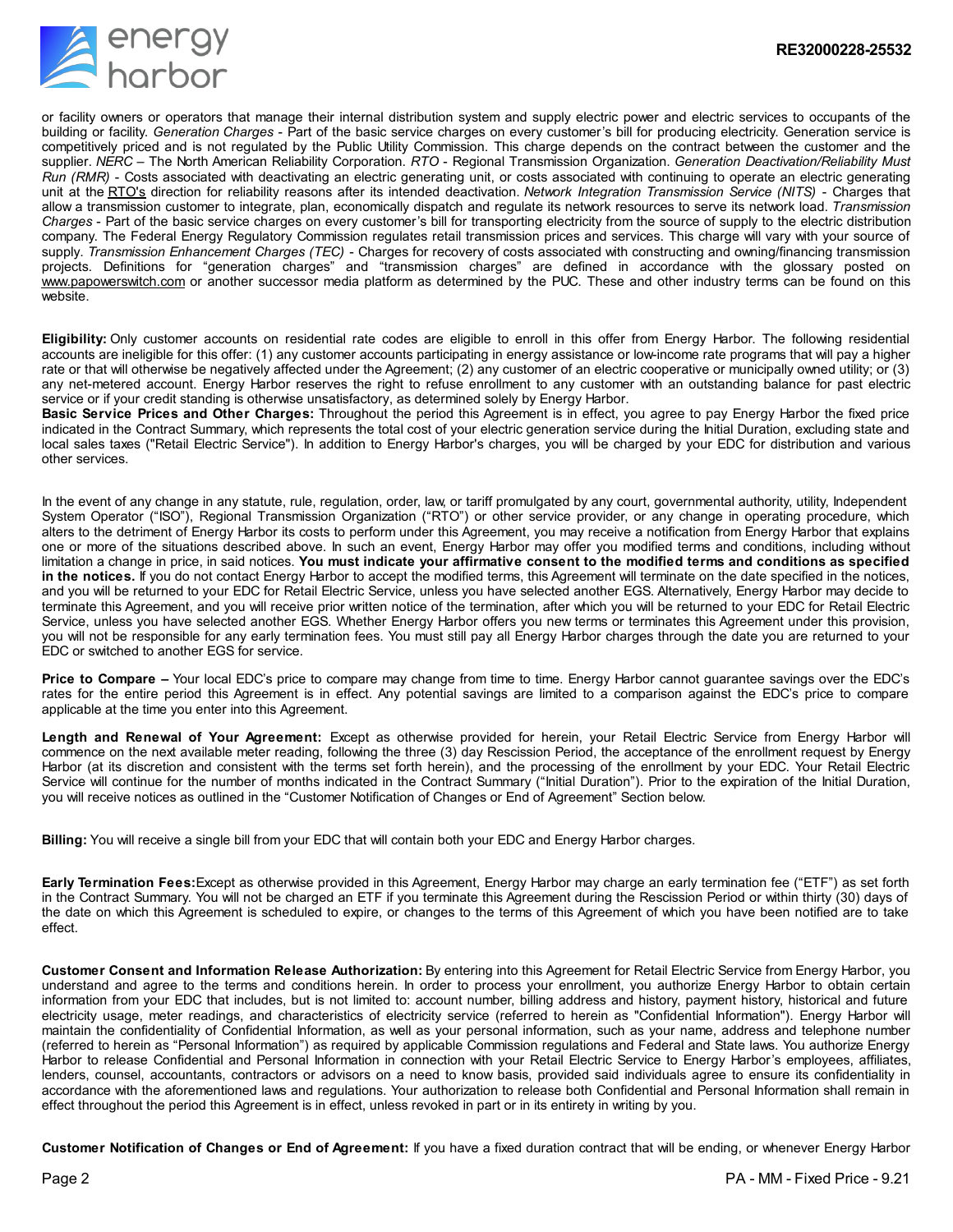or facility owners or operators that manage their internal distribution system and supply electric power and electric services to occupants of the building or facility. *Generation Charges* - Part of the basic service charges on every customer's bill for producing electricity. Generation service is competitively priced and is not regulated by the Public Utility Commission. This charge depends on the contract between the customer and the supplier. *NERC* – The North American Reliability Corporation. *RTO* - Regional Transmission Organization. *Generation Deactivation/Reliability Must Run (RMR)* - Costs associated with deactivating an electric generating unit, or costs associated with continuing to operate an electric generating unit at the RTO's direction for reliability reasons after its intended deactivation. *Network Integration Transmission Service (NITS)* - Charges that allow a transmission customer to integrate, plan, economically dispatch and regulate its network resources to serve its network load. *Transmission Charges* - Part of the basic service charges on every customer's bill for transporting electricity from the source of supply to the electric distribution company. The Federal Energy Regulatory Commission regulates retail transmission prices and services. This charge will vary with your source of supply. *Transmission Enhancement Charges (TEC)* - Charges for recovery of costs associated with constructing and owning/financing transmission projects. Definitions for "generation charges" and "transmission charges" are defined in accordance with the glossary posted on www.papowerswitch.com or another successor media platform as determined by the PUC. These and other industry terms can be found on this website.

**Eligibility:** Only customer accounts on residential rate codes are eligible to enroll in this offer from Energy Harbor. The following residential accounts are ineligible for this offer: (1) any customer accounts participating in energy assistance or low-income rate programs that will pay a higher rate or that will otherwise be negatively affected under the Agreement; (2) any customer of an electric cooperative or municipally owned utility; or (3) any net-metered account. Energy Harbor reserves the right to refuse enrollment to any customer with an outstanding balance for past electric service or if your credit standing is otherwise unsatisfactory, as determined solely by Energy Harbor.

**Basic Service Prices and Other Charges:** Throughout the period this Agreement is in effect, you agree to pay Energy Harbor the fixed price indicated in the Contract Summary, which represents the total cost of your electric generation service during the Initial Duration, excluding state and local sales taxes ("Retail Electric Service"). In addition to Energy Harbor's charges, you will be charged by your EDC for distribution and various other services.

In the event of any change in any statute, rule, regulation, order, law, or tariff promulgated by any court, governmental authority, utility, Independent System Operator ("ISO"), Regional Transmission Organization ("RTO") or other service provider, or any change in operating procedure, which alters to the detriment of Energy Harbor its costs to perform under this Agreement, you may receive a notification from Energy Harbor that explains one or more of the situations described above. In such an event, Energy Harbor may offer you modified terms and conditions, including without limitation a change in price, in said notices. **You must indicate your affirmative consent to the modified terms and conditions as specified in the notices.** If you do not contact Energy Harbor to accept the modified terms, this Agreement will terminate on the date specified in the notices, and you will be returned to your EDC for Retail Electric Service, unless you have selected another EGS. Alternatively, Energy Harbor may decide to terminate this Agreement, and you will receive prior written notice of the termination, after which you will be returned to your EDC for Retail Electric Service, unless you have selected another EGS. Whether Energy Harbor offers you new terms or terminates this Agreement under this provision, you will not be responsible for any early termination fees. You must still pay all Energy Harbor charges through the date you are returned to your EDC or switched to another EGS for service.

**Price to Compare –** Your local EDC's price to compare may change from time to time. Energy Harbor cannot guarantee savings over the EDC's rates for the entire period this Agreement is in effect. Any potential savings are limited to a comparison against the EDC's price to compare applicable at the time you enter into this Agreement.

**Length and Renewal of Your Agreement:** Except as otherwise provided for herein, your Retail Electric Service from Energy Harbor will commence on the next available meter reading, following the three (3) day Rescission Period, the acceptance of the enrollment request by Energy Harbor (at its discretion and consistent with the terms set forth herein), and the processing of the enrollment by your EDC. Your Retail Electric Service will continue for the number of months indicated in the Contract Summary ("Initial Duration"). Prior to the expiration of the Initial Duration, you will receive notices as outlined in the "Customer Notification of Changes or End of Agreement" Section below.

**Billing:** You will receive a single bill from your EDC that will contain both your EDC and Energy Harbor charges.

**Early Termination Fees:** Except as otherwise provided in this Agreement, Energy Harbor may charge an early termination fee ("ETF") as set forth in the Contract Summary. You will not be charged an ETF if you terminate this Agreement during the Rescission Period or within thirty (30) days of the date on which this Agreement is scheduled to expire, or changes to the terms of this Agreement of which you have been notified are to take effect.

**Customer Consent and Information Release Authorization:** By entering into this Agreement for Retail Electric Service from Energy Harbor, you understand and agree to the terms and conditions herein. In order to process your enrollment, you authorize Energy Harbor to obtain certain information from your EDC that includes, but is not limited to: account number, billing address and history, payment history, historical and future electricity usage, meter readings, and characteristics of electricity service (referred to herein as "Confidential Information"). Energy Harbor will maintain the confidentiality of Confidential Information, as well as your personal information, such as your name, address and telephone number (referred to herein as "Personal Information") as required by applicable Commission regulations and Federal and State laws. You authorize Energy Harbor to release Confidential and Personal Information in connection with your Retail Electric Service to Energy Harbor's employees, affiliates, lenders, counsel, accountants, contractors or advisors on a need to know basis, provided said individuals agree to ensure its confidentiality in accordance with the aforementioned laws and regulations. Your authorization to release both Confidential and Personal Information shall remain in effect throughout the period this Agreement is in effect, unless revoked in part or in its entirety in writing by you.

**Customer Notification of Changes or End of Agreement:** If you have a fixed duration contract that will be ending, or whenever Energy Harbor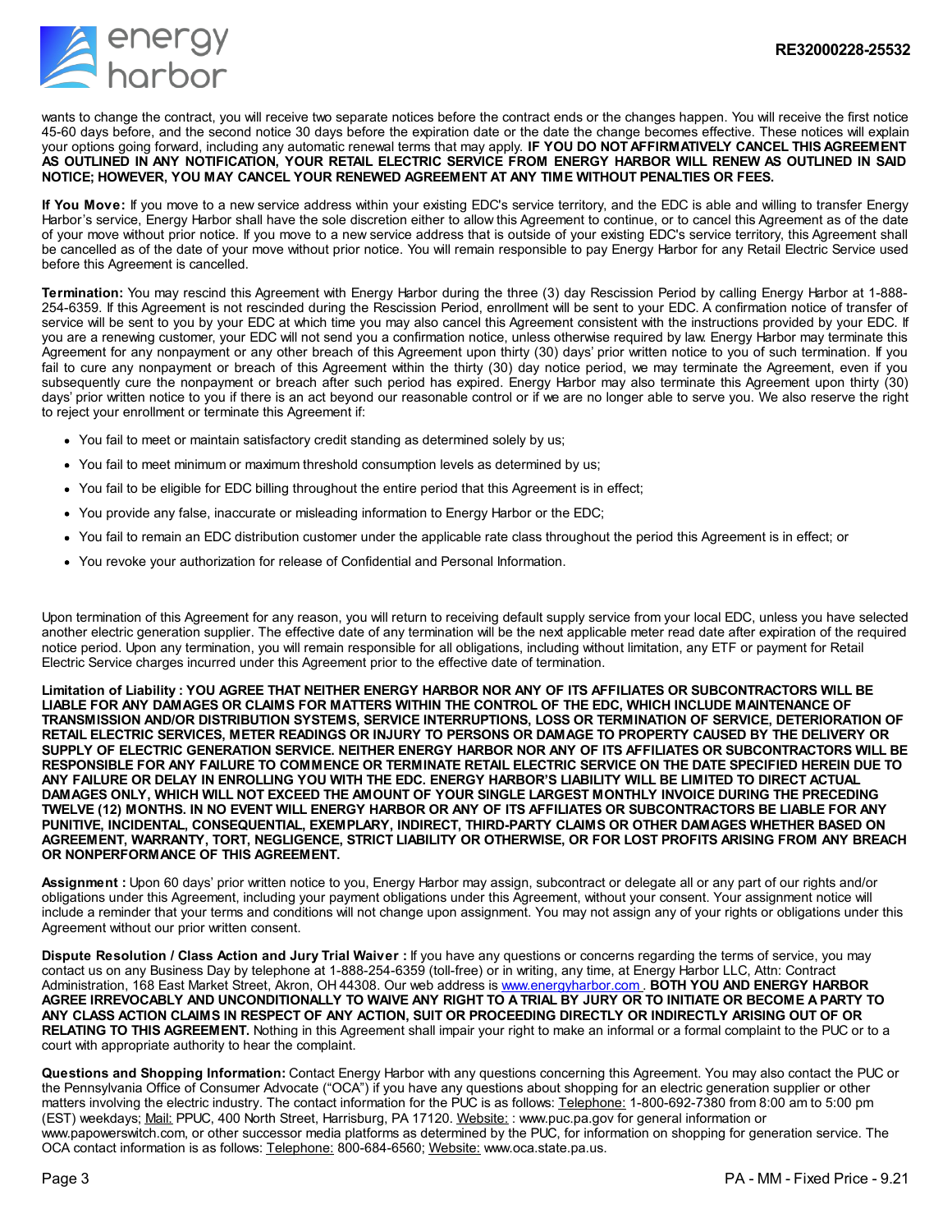wants to change the contract, you will receive two separate notices before the contract ends or the changes happen. You will receive the first notice 45-60 days before, and the second notice 30 days before the expiration date or the date the change becomes effective. These notices will explain your options going forward, including any automatic renewal terms that may apply. **IF YOU DO NOT AFFIRMATIVELY CANCEL THIS AGREEMENT AS OUTLINED IN ANY NOTIFICATION, YOUR RETAIL ELECTRIC SERVICE FROM ENERGY HARBOR WILL RENEW AS OUTLINED IN SAID NOTICE; HOWEVER, YOU MAY CANCEL YOUR RENEWED AGREEMENT AT ANY TIME WITHOUT PENALTIES OR FEES.**

**If You Move:** If you move to a new service address within your existing EDC's service territory, and the EDC is able and willing to transfer Energy Harbor's service, Energy Harbor shall have the sole discretion either to allow this Agreement to continue, or to cancel this Agreement as of the date of your move without prior notice. If you move to a new service address that is outside of your existing EDC's service territory, this Agreement shall be cancelled as of the date of your move without prior notice. You will remain responsible to pay Energy Harbor for any Retail Electric Service used before this Agreement is cancelled.

**Termination:** You may rescind this Agreement with Energy Harbor during the three (3) day Rescission Period by calling Energy Harbor at 1-888-254-6359. If this Agreement is not rescinded during the Rescission Period, enrollment will be sent to your EDC. A confirmation notice of transfer of service will be sent to you by your EDC at which time you may also cancel this Agreement consistent with the instructions provided by your EDC. If you are a renewing customer, your EDC will not send you a confirmation notice, unless otherwise required by law. Energy Harbor may terminate this Agreement for any nonpayment or any other breach of this Agreement upon thirty (30) days' prior written notice to you of such termination. If you fail to cure any nonpayment or breach of this Agreement within the thirty (30) day notice period, we may terminate the Agreement, even if you subsequently cure the nonpayment or breach after such period has expired. Energy Harbor may also terminate this Agreement upon thirty (30) days' prior written notice to you if there is an act beyond our reasonable control or if we are no longer able to serve you. We also reserve the right to reject your enrollment or terminate this Agreement if:

- You fail to meet or maintain satisfactory credit standing as determined solely by us;
- You fail to meet minimum or maximum threshold consumption levels as determined by us;
- You fail to be eligible for EDC billing throughout the entire period that this Agreement is in effect;
- You provide any false, inaccurate or misleading information to Energy Harbor or the EDC;
- You fail to remain an EDC distribution customer under the applicable rate class throughout the period this Agreement is in effect; or
- You revoke your authorization for release of Confidential and Personal Information.

Upon termination of this Agreement for any reason, you will return to receiving default supply service from your local EDC, unless you have selected another electric generation supplier. The effective date of any termination will be the next applicable meter read date after expiration of the required notice period. Upon any termination, you will remain responsible for all obligations, including without limitation, any ETF or payment for Retail Electric Service charges incurred under this Agreement prior to the effective date of termination.

**Limitation of Liability : YOU AGREE THAT NEITHER ENERGY HARBOR NOR ANY OF ITS AFFILIATES OR SUBCONTRACTORS WILL BE LIABLE FOR ANY DAMAGES OR CLAIMS FOR MATTERS WITHIN THE CONTROL OF THE EDC, WHICH INCLUDE MAINTENANCE OF TRANSMISSION AND/OR DISTRIBUTION SYSTEMS, SERVICE INTERRUPTIONS, LOSS OR TERMINATION OF SERVICE, DETERIORATION OF RETAIL ELECTRIC SERVICES, METER READINGS OR INJURY TO PERSONS OR DAMAGE TO PROPERTY CAUSED BY THE DELIVERY OR SUPPLY OF ELECTRIC GENERATION SERVICE. NEITHER ENERGY HARBOR NOR ANY OF ITS AFFILIATES OR SUBCONTRACTORS WILL BE RESPONSIBLE FOR ANY FAILURE TO COMMENCE OR TERMINATE RETAIL ELECTRIC SERVICE ON THE DATE SPECIFIED HEREIN DUE TO ANY FAILURE OR DELAY IN ENROLLING YOU WITH THE EDC. ENERGY HARBOR'S LIABILITY WILL BE LIMITED TO DIRECT ACTUAL DAMAGES ONLY, WHICH WILL NOT EXCEED THE AMOUNT OF YOUR SINGLE LARGEST MONTHLY INVOICE DURING THE PRECEDING TWELVE (12) MONTHS. IN NO EVENT WILL ENERGY HARBOR OR ANY OF ITS AFFILIATES OR SUBCONTRACTORS BE LIABLE FOR ANY PUNITIVE, INCIDENTAL, CONSEQUENTIAL, EXEMPLARY, INDIRECT, THIRD-PARTY CLAIMS OR OTHER DAMAGES WHETHER BASED ON AGREEMENT, WARRANTY, TORT, NEGLIGENCE, STRICT LIABILITY OR OTHERWISE, OR FOR LOST PROFITS ARISING FROM ANY BREACH OR NONPERFORMANCE OF THIS AGREEMENT.**

**Assignment :** Upon 60 days' prior written notice to you, Energy Harbor may assign, subcontract or delegate all or any part of our rights and/or obligations under this Agreement, including your payment obligations under this Agreement, without your consent. Your assignment notice will include a reminder that your terms and conditions will not change upon assignment. You may not assign any of your rights or obligations under this Agreement without our prior written consent.

**Dispute Resolution / Class Action and Jury Trial Waiver :** If you have any questions or concerns regarding the terms of service, you may contact us on any Business Day by telephone at 1-888-254-6359 (toll-free) or in writing, any time, at Energy Harbor LLC, Attn: Contract Administration, 168 East Market Street, Akron, OH 44308. Our web address is www.energyharbor.com . **BOTH YOU AND ENERGY HARBOR AGREE IRREVOCABLY AND UNCONDITIONALLY TO WAIVE ANY RIGHT TO A TRIAL BY JURY OR TO INITIATE OR BECOME A PARTY TO ANY CLASS ACTION CLAIMS IN RESPECT OF ANY ACTION, SUIT OR PROCEEDING DIRECTLY OR INDIRECTLY ARISING OUT OF OR RELATING TO THIS AGREEMENT.** Nothing in this Agreement shall impair your right to make an informal or a formal complaint to the PUC or to a court with appropriate authority to hear the complaint.

**Questions and Shopping Information:** Contact Energy Harbor with any questions concerning this Agreement. You may also contact the PUC or the Pennsylvania Office of Consumer Advocate ("OCA") if you have any questions about shopping for an electric generation supplier or other matters involving the electric industry. The contact information for the PUC is as follows: Telephone: 1-800-692-7380 from 8:00 am to 5:00 pm (EST) weekdays; Mail: PPUC, 400 North Street, Harrisburg, PA 17120. Website: : www.puc.pa.gov for general information or www.papowerswitch.com, or other successor media platforms as determined by the PUC, for information on shopping for generation service. The OCA contact information is as follows: Telephone: 800-684-6560; Website: www.oca.state.pa.us.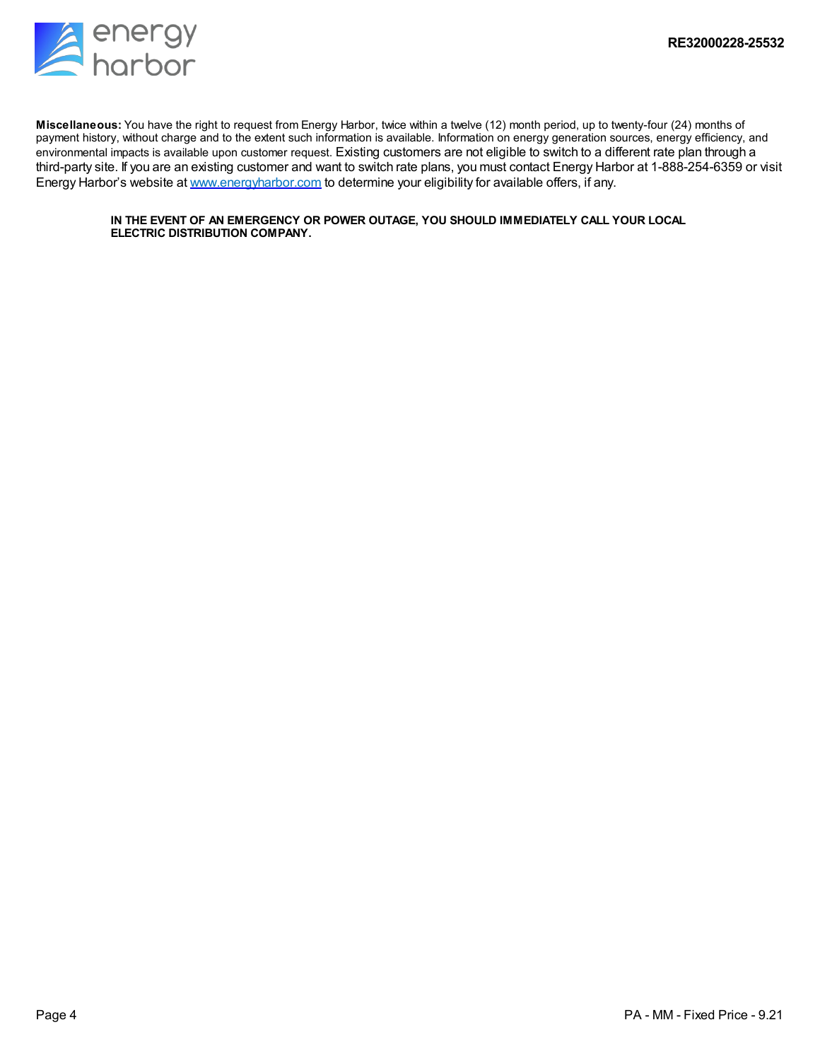**Miscellaneous:** You have the right to request from Energy Harbor, twice within a twelve (12) month period, up to twenty-four (24) months of payment history, without charge and to the extent such information is available. Information on energy generation sources, energy efficiency, and environmental impacts is available upon customer request. Existing customers are not eligible to switch to a different rate plan through a third-party site. If you are an existing customer and want to switch rate plans, you must contact Energy Harbor at 1-888-254-6359 or visit Energy Harbor's website at [www.energyharbor.com](http://www.energyharbor.com) to determine your eligibility for available offers, if any.

**IN THE EVENT OF AN EMERGENCY OR POWER OUTAGE, YOU SHOULD IMMEDIATELY CALL YOUR LOCAL ELECTRIC DISTRIBUTION COMPANY.**